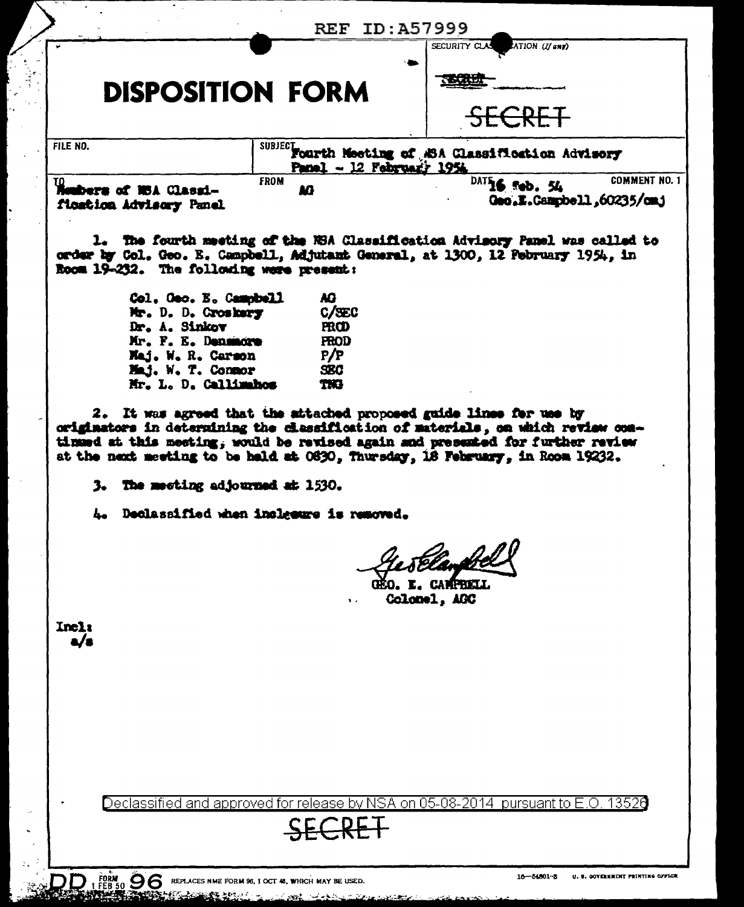REF ID:A57999

# DISPOSITION FORM

SECURITY CLASSIFICATION (If any)

~~SECRET~~

SECRET

| FILE NO. | SUBJECT Fourth Meeting of NSA Classification Advisory Panel - 12 February 1954 | |
|---|---|---|
| TO Members of NSA Classification Advisory Panel | FROM AG | DATE 16 Feb. 54 COMMENT NO. 1 Geo.E.Campbell,60235/cmj |

1. The fourth meeting of the NSA Classification Advisory Panel was called to order by Col. Geo. E. Campbell, Adjutant General, at 1300, 12 February 1954, in Room 19-232. The following were present:

| | |
|---|---|
| Col. Geo. E. Campbell | AG |
| Mr. D. D. Croskery | C/SEC |
| Dr. A. Sinkov | PROD |
| Mr. F. E. Densmore | PROD |
| Maj. W. R. Carson | P/P |
| Maj. W. T. Connor | SEC |
| Mr. L. D. Callimahos | TNG |

2. It was agreed that the attached proposed guide lines for use by originators in determining the classification of materials, on which review continued at this meeting, would be revised again and presented for further review at the next meeting to be held at 0830, Thursday, 18 February, in Room 19232.

3. The meeting adjourned at 1530.

4. Declassified when inclosure is removed.

GEO. E. CAMPBELL
Colonel, AGC

Incl:
a/s

Declassified and approved for release by NSA on 05-08-2014 pursuant to E.O. 13526

SECRET

DD FORM 1 FEB 50 96 REPLACES NME FORM 96, 1 OCT 48, WHICH MAY BE USED.

16—54801-3 U. S. GOVERNMENT PRINTING OFFICE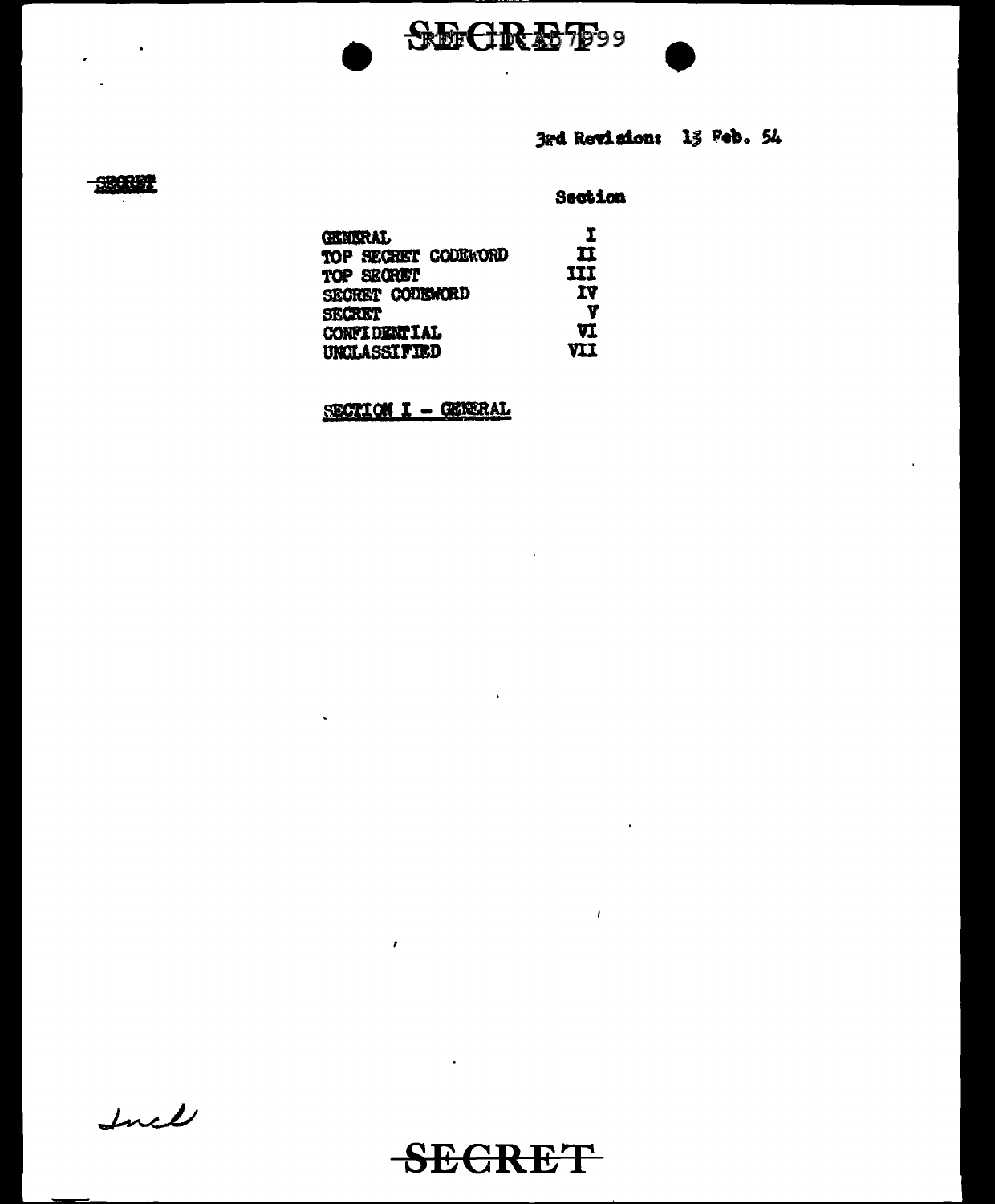3rd Revision: 13 Feb. 54

SECRET

| | Section |
|---|---|
| GENERAL | I |
| TOP SECRET CODEWORD | II |
| TOP SECRET | III |
| SECRET CODEWORD | IV |
| SECRET | V |
| CONFIDENTIAL | VI |
| UNCLASSIFIED | VII |

SECTION I - GENERAL

Incl

SECRET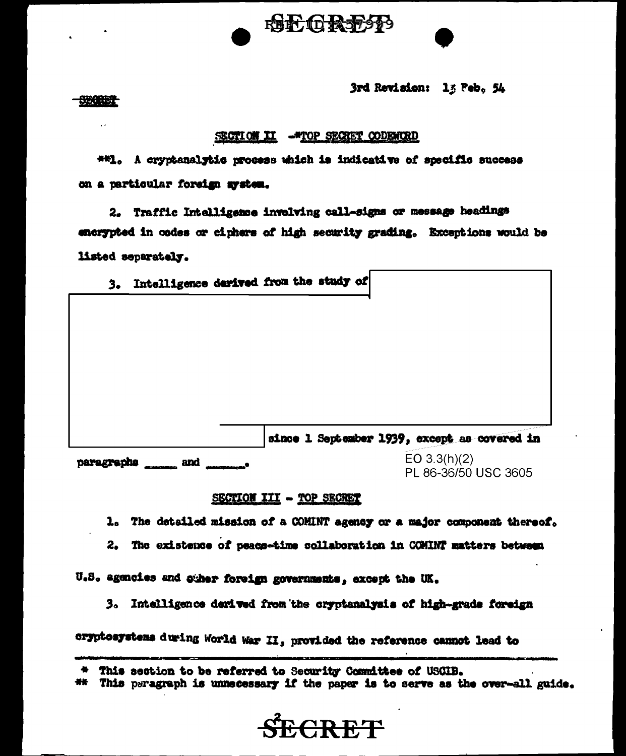SECRET

3rd Revision: 13 Feb. 54

SECTION II - *TOP SECRET CODEWORD

**1. A cryptanalytic process which is indicative of specific success on a particular foreign system.

2. Traffic Intelligence involving call-signs or message headings encrypted in codes or ciphers of high security grading. Exceptions would be listed separately.

3. Intelligence derived from the study of [redacted] since 1 September 1939, except as covered in paragraphs _____ and _____.

EO 3.3(h)(2)
PL 86-36/50 USC 3605

SECTION III - TOP SECRET

1. The detailed mission of a COMINT agency or a major component thereof.

2. The existence of peace-time collaboration in COMINT matters between U.S. agencies and other foreign governments, except the UK.

3. Intelligence derived from the cryptanalysis of high-grade foreign cryptosystems during World War II, provided the reference cannot lead to

---

\* This section to be referred to Security Committee of USCIB.

\*\* This paragraph is unnecessary if the paper is to serve as the over-all guide.

SECRET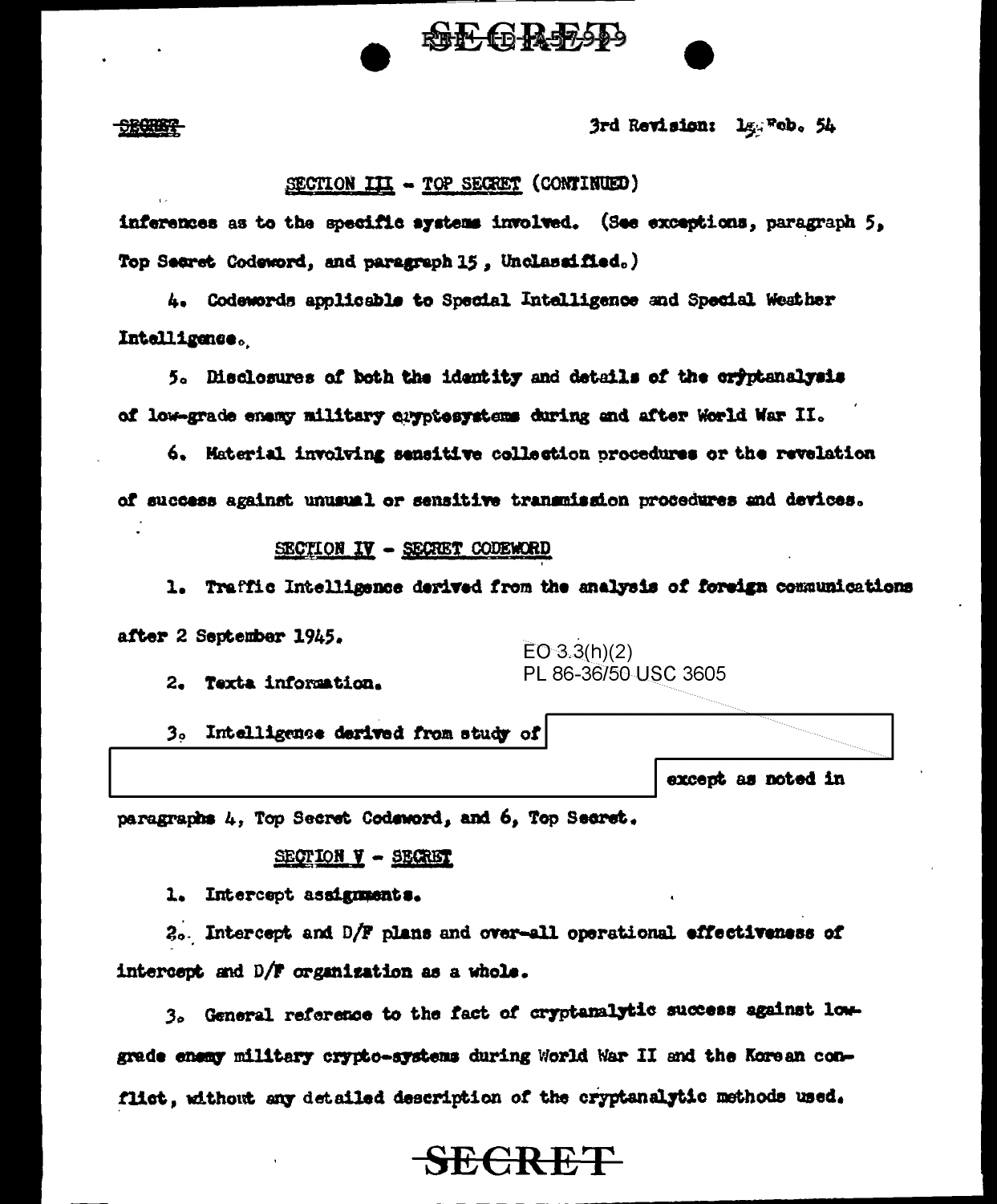3rd Revision: 15 Feb. 54

SECTION III - TOP SECRET (CONTINUED)

inferences as to the specific systems involved. (See exceptions, paragraph 5, Top Secret Codeword, and paragraph 15, Unclassified.)

4. Codewords applicable to Special Intelligence and Special Weather Intelligence.

5. Disclosures of both the identity and details of the cryptanalysis of low-grade enemy military cryptosystems during and after World War II.

6. Material involving sensitive collection procedures or the revelation of success against unusual or sensitive transmission procedures and devices.

SECTION IV - SECRET CODEWORD

1. Traffic Intelligence derived from the analysis of foreign communications after 2 September 1945.

EO 3.3(h)(2)
PL 86-36/50 USC 3605

2. Texta information.

3. Intelligence derived from study of [REDACTED] except as noted in paragraphs 4, Top Secret Codeword, and 6, Top Secret.

SECTION V - SECRET

1. Intercept assignments.

2. Intercept and D/F plans and over-all operational effectiveness of intercept and D/F organization as a whole.

3. General reference to the fact of cryptanalytic success against low-grade enemy military crypto-systems during World War II and the Korean conflict, without any detailed description of the cryptanalytic methods used.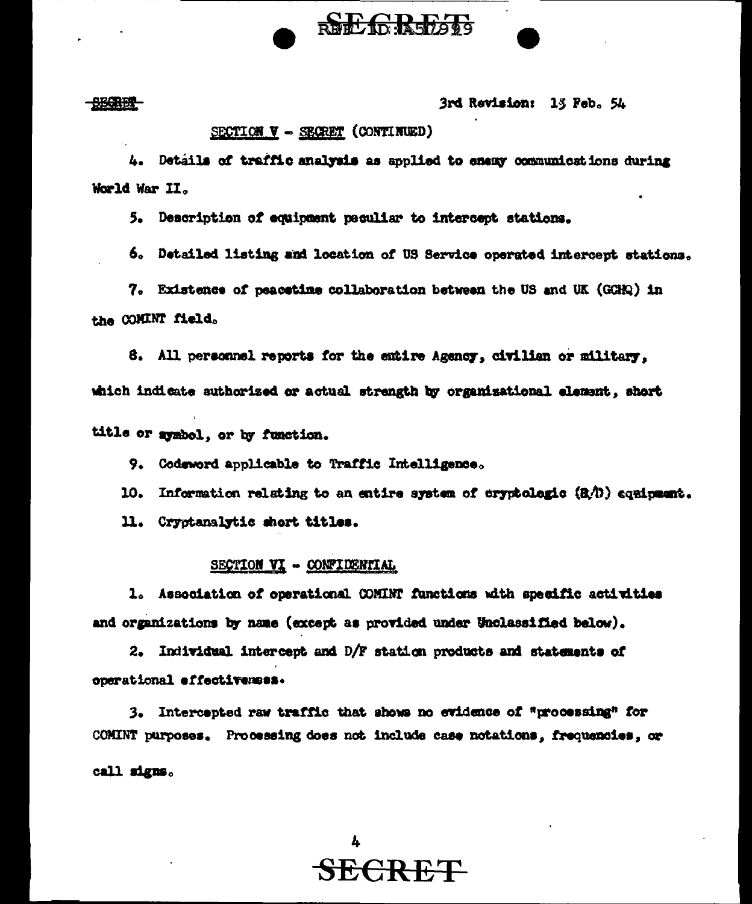SECRET

3rd Revision: 13 Feb. 54

SECTION V - SECRET (CONTINUED)

4. Details of traffic analysis as applied to enemy communications during World War II.

5. Description of equipment peculiar to intercept stations.

6. Detailed listing and location of US Service operated intercept stations.

7. Existence of peacetime collaboration between the US and UK (GCHQ) in the COMINT field.

8. All personnel reports for the entire Agency, civilian or military, which indicate authorized or actual strength by organizational element, short title or symbol, or by function.

9. Codeword applicable to Traffic Intelligence.

10. Information relating to an entire system of cryptologic (R/D) equipment.

11. Cryptanalytic short titles.

SECTION VI - CONFIDENTIAL

1. Association of operational COMINT functions with specific activities and organizations by name (except as provided under Unclassified below).

2. Individual intercept and D/F station products and statements of operational effectiveness.

3. Intercepted raw traffic that shows no evidence of "processing" for COMINT purposes. Processing does not include case notations, frequencies, or call signs.

SECRET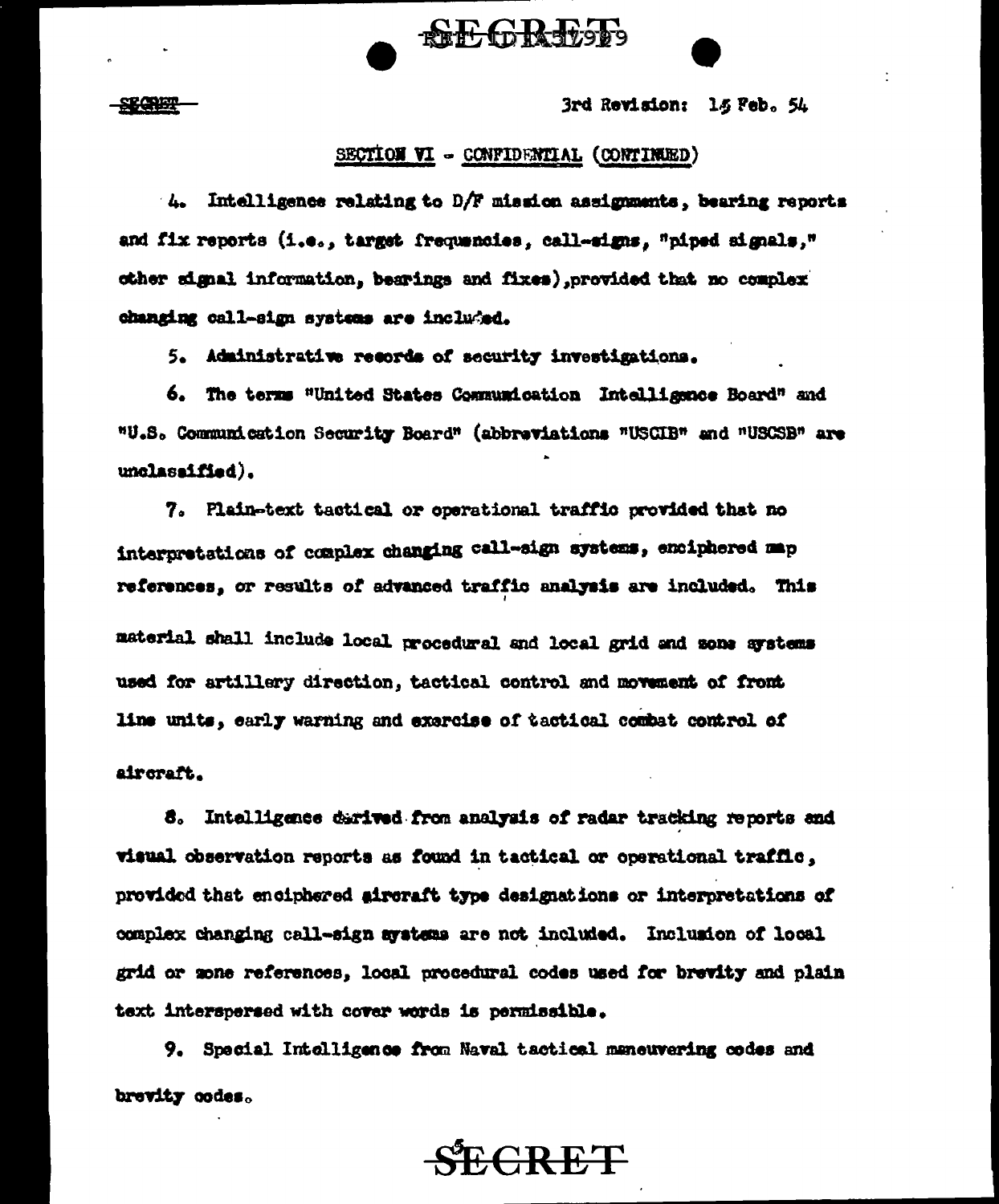3rd Revision: 15 Feb. 54

## SECTION VI - CONFIDENTIAL (CONTINUED)

4. Intelligence relating to D/F mission assignments, bearing reports and fix reports (i.e., target frequencies, call-signs, "piped signals," other signal information, bearings and fixes), provided that no complex changing call-sign systems are included.

5. Administrative records of security investigations.

6. The terms "United States Communication Intelligence Board" and "U.S. Communication Security Board" (abbreviations "USCIB" and "USCSB" are unclassified).

7. Plain-text tactical or operational traffic provided that no interpretations of complex changing call-sign systems, enciphered map references, or results of advanced traffic analysis are included. This material shall include local procedural and local grid and zone systems used for artillery direction, tactical control and movement of front line units, early warning and exercise of tactical combat control of aircraft.

8. Intelligence derived from analysis of radar tracking reports and visual observation reports as found in tactical or operational traffic, provided that enciphered aircraft type designations or interpretations of complex changing call-sign systems are not included. Inclusion of local grid or zone references, local procedural codes used for brevity and plain text interspersed with cover words is permissible.

9. Special Intelligence from Naval tactical maneuvering codes and brevity codes.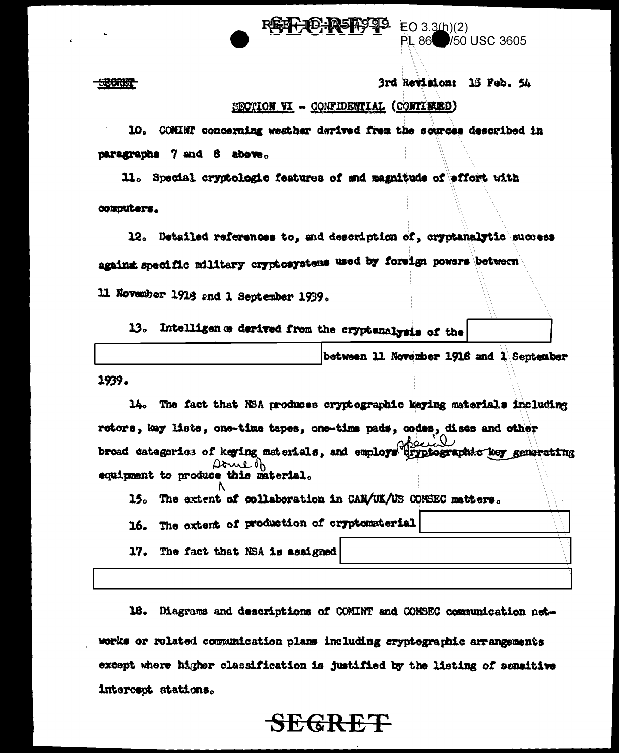SECRET

3rd Revision: 15 Feb. 54

SECTION VI - CONFIDENTIAL (CONTINUED)

10. COMINT concerning weather derived from the sources described in paragraphs 7 and 8 above.

11. Special cryptologic features of and magnitude of effort with computers.

12. Detailed references to, and description of, cryptanalytic success against specific military cryptosystems used by foreign powers between 11 November 1918 and 1 September 1939.

13. Intelligence derived from the cryptanalysis of the [redacted] [redacted] between 11 November 1918 and 1 September 1939.

14. The fact that NSA produces cryptographic keying materials including rotors, key lists, one-time tapes, one-time pads, codes, discs and other broad categories of keying materials, and employs ~~cryptographic~~ special key generating equipment to produce some of this material.

15. The extent of collaboration in CAN/UK/US COMSEC matters.

16. The extent of production of cryptomaterial [redacted]

17. The fact that NSA is assigned [redacted]

[redacted]

18. Diagrams and descriptions of COMINT and COMSEC communication networks or related communication plans including cryptographic arrangements except where higher classification is justified by the listing of sensitive intercept stations.

SECRET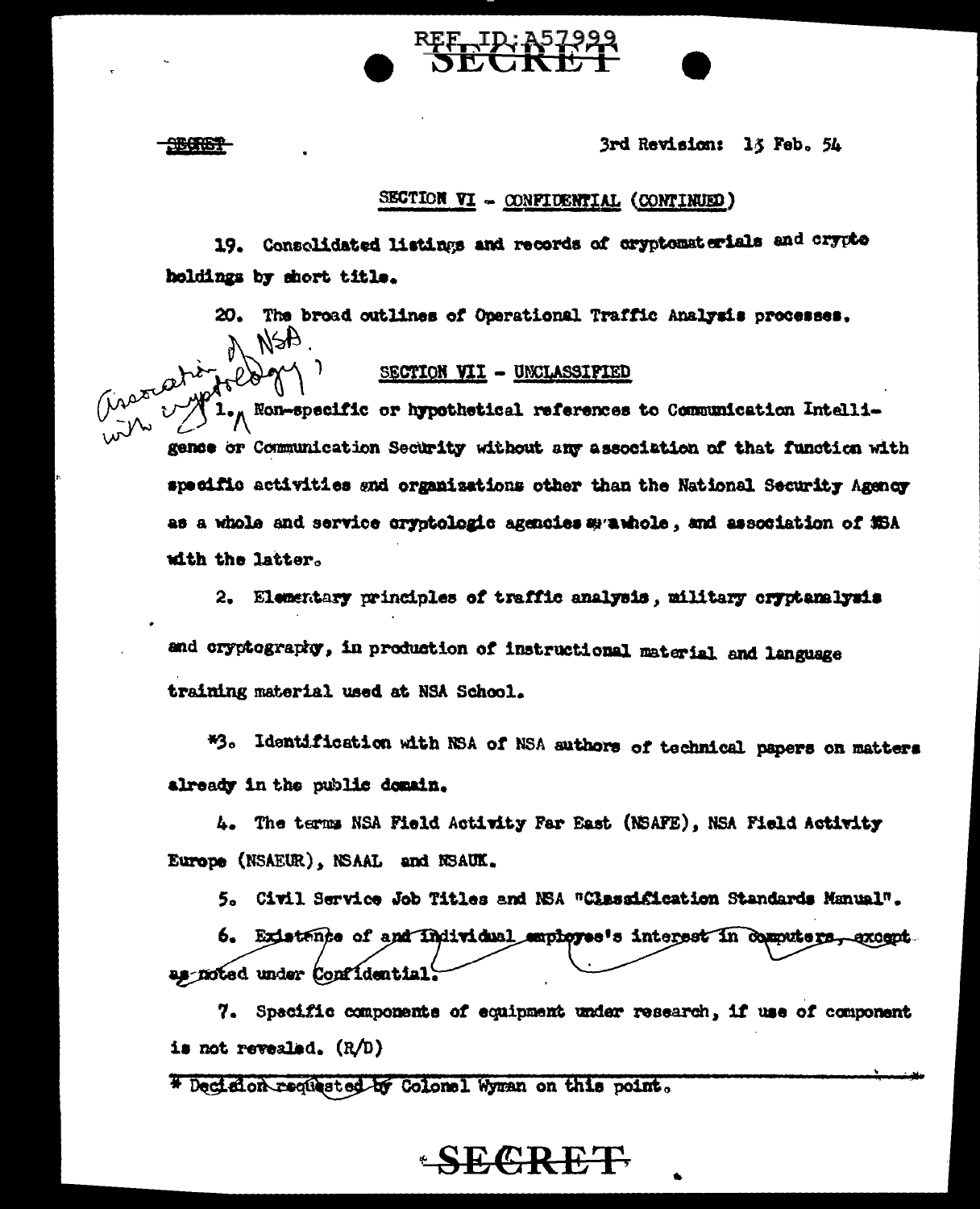SECRET

3rd Revision: 15 Feb. 54

SECTION VI - CONFIDENTIAL (CONTINUED)

19. Consolidated listings and records of cryptomaterials and crypto holdings by short title.

20. The broad outlines of Operational Traffic Analysis processes.

SECTION VII - UNCLASSIFIED

1. Non-specific or hypothetical references to Communication Intelligence or Communication Security without any association of that function with specific activities and organizations other than the National Security Agency as a whole and service cryptologic agencies as a whole, and association of NSA with the latter.

2. Elementary principles of traffic analysis, military cryptanalysis and cryptography, in production of instructional material and language training material used at NSA School.

*3. Identification with NSA of NSA authors of technical papers on matters already in the public domain.

4. The terms NSA Field Activity Far East (NSAFE), NSA Field Activity Europe (NSAEUR), NSAAL and NSAUK.

5. Civil Service Job Titles and NSA "Classification Standards Manual".

6. Existence of and individual employee's interest in computers, except as noted under Confidential.

7. Specific components of equipment under research, if use of component is not revealed. (R/D)

* Decision requested by Colonel Wyman on this point.

SECRET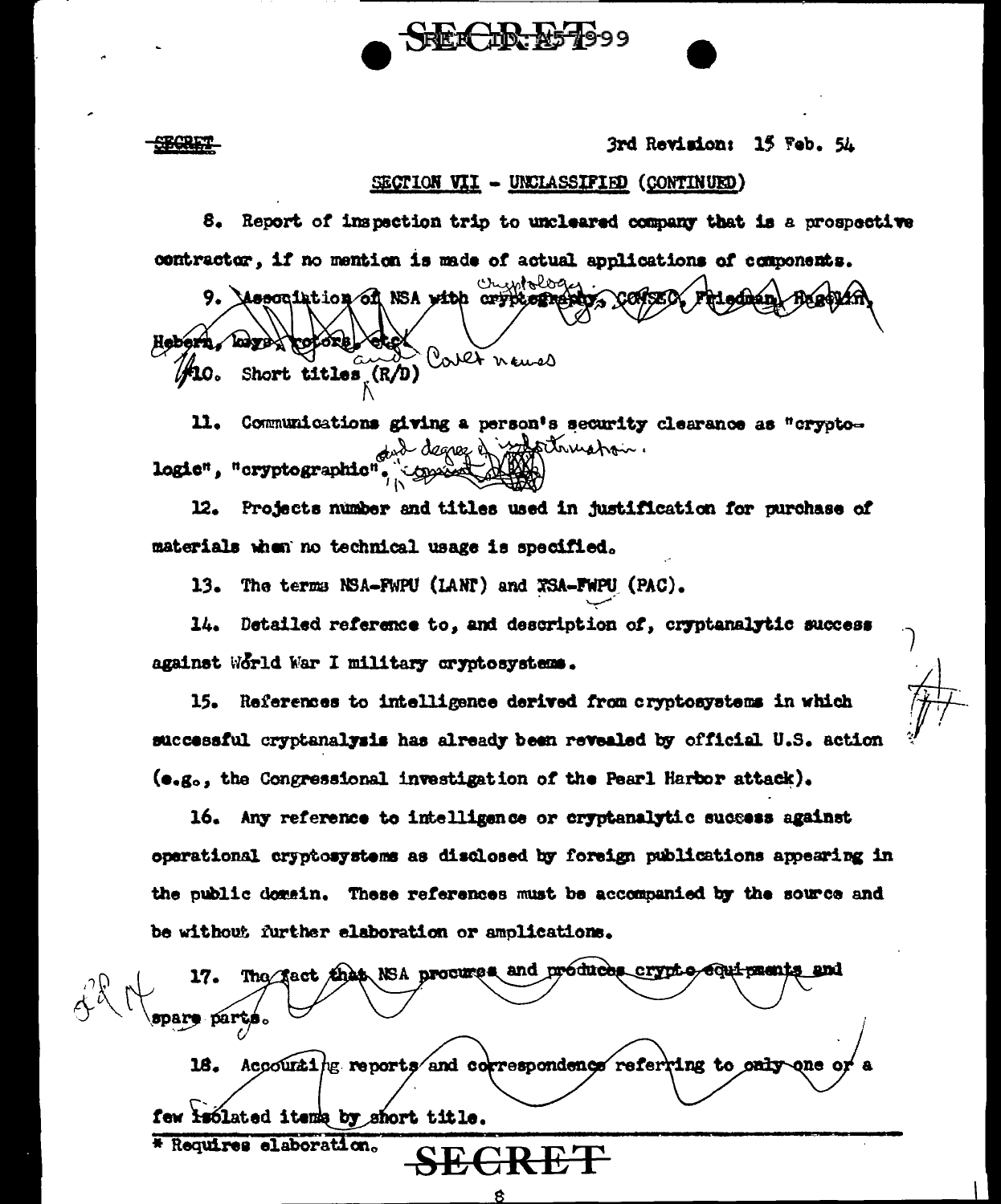SECRET

3rd Revision: 15 Feb. 54

SECTION VII - UNCLASSIFIED (CONTINUED)

8. Report of inspection trip to uncleared company that is a prospective contractor, if no mention is made of actual applications of components.

9. Association of NSA with cryptography, COMSEC, Friedman, Hagelin, Hebern, keys, rotors, etc. (handwritten: Cryptology)

10. Short titles (R/D) (handwritten: and Covert names)

11. Communications giving a person's security clearance as "cryptologic", "cryptographic", (handwritten: and degree of information)

12. Projects number and titles used in justification for purchase of materials when no technical usage is specified.

13. The terms NSA-FWPU (LANT) and NSA-FWPU (PAC).

14. Detailed reference to, and description of, cryptanalytic success against World War I military cryptosystems.

15. References to intelligence derived from cryptosystems in which successful cryptanalysis has already been revealed by official U.S. action (e.g., the Congressional investigation of the Pearl Harbor attack).

16. Any reference to intelligence or cryptanalytic success against operational cryptosystems as disclosed by foreign publications appearing in the public domain. These references must be accompanied by the source and be without further elaboration or amplications.

17. The fact that NSA procures and produces crypto equipments and spare parts.

18. Accounting reports and correspondence referring to only one or a few isolated items by short title.

\* Requires elaboration.

SECRET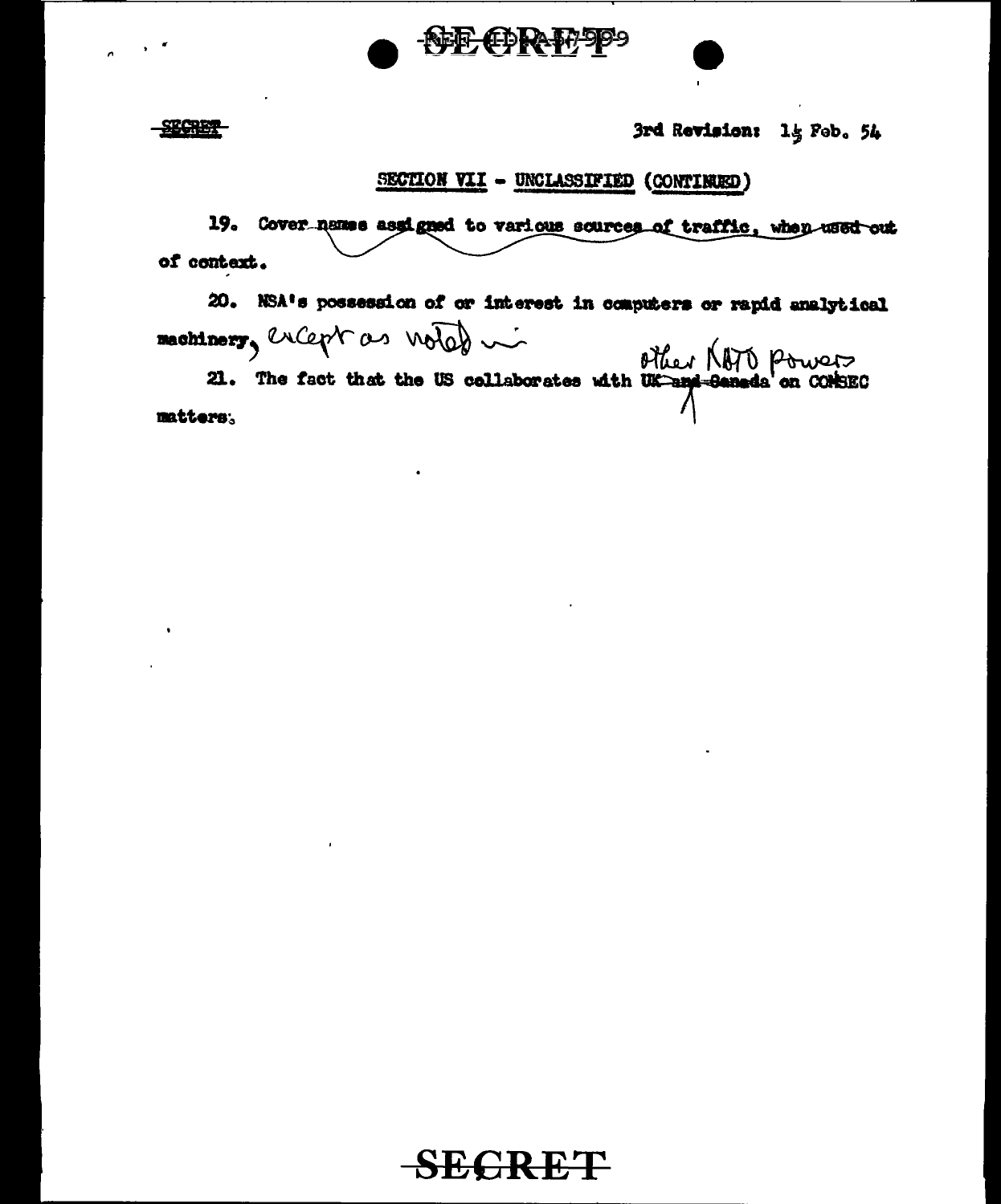SECRET

3rd Revision: 15 Feb. 54

SECTION VII - UNCLASSIFIED (CONTINUED)

19. Cover names assigned to various sources of traffic, when used out of context.

20. NSA's possession of or interest in computers or rapid analytical machinery, except as noted in

21. The fact that the US collaborates with ~~UK and Canada~~ other NATO powers on COMSEC matters.

SECRET